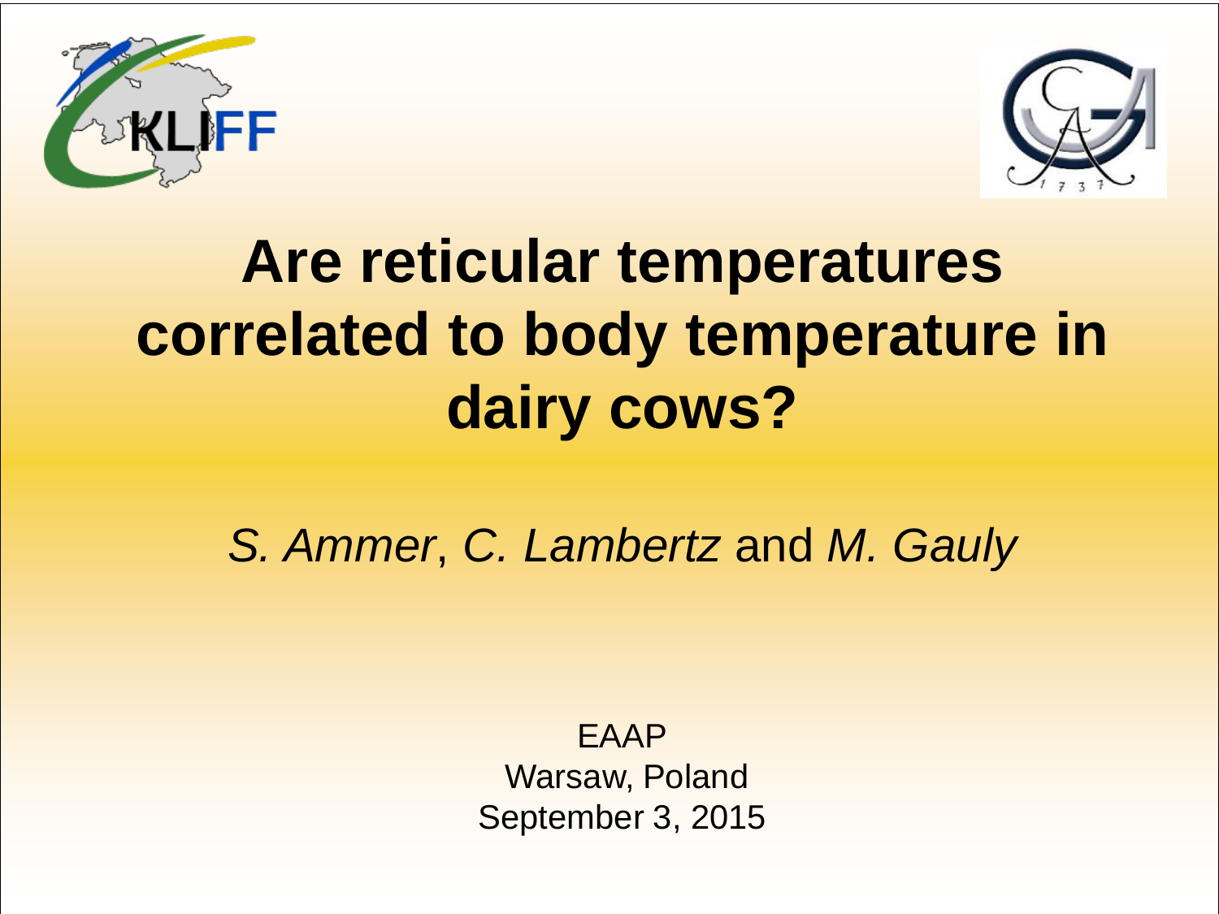# Are reticular temperatures correlated to body temperature in dairy cows?

*S. Ammer*, *C. Lambertz* and *M. Gauly*

EAAP
Warsaw, Poland
September 3, 2015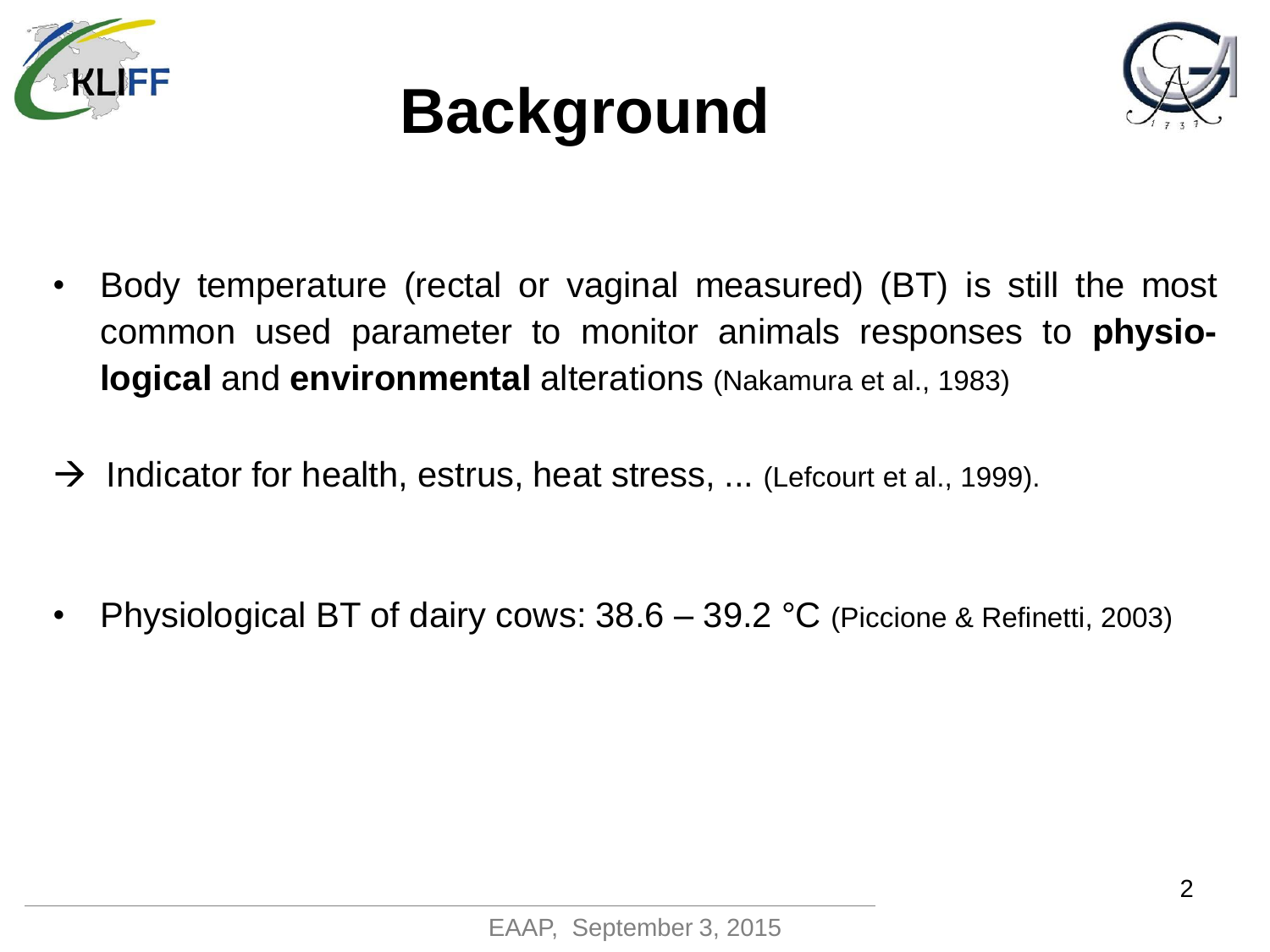# Background

- Body temperature (rectal or vaginal measured) (BT) is still the most common used parameter to monitor animals responses to **physio-logical** and **environmental** alterations (Nakamura et al., 1983)

→ Indicator for health, estrus, heat stress, ... (Lefcourt et al., 1999).

- Physiological BT of dairy cows: 38.6 – 39.2 °C (Piccione & Refinetti, 2003)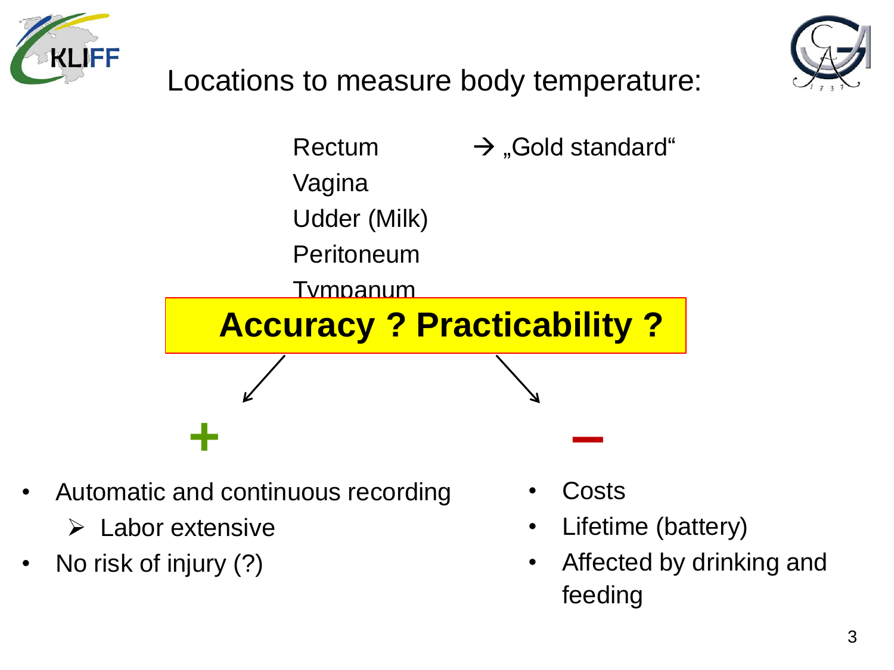# Locations to measure body temperature:

- Rectum → „Gold standard"
- Vagina
- Udder (Milk)
- Peritoneum
- Tympanum

**Accuracy ? Practicability ?**

**+**

- Automatic and continuous recording
  - Labor extensive
- No risk of injury (?)

**–**

- Costs
- Lifetime (battery)
- Affected by drinking and feeding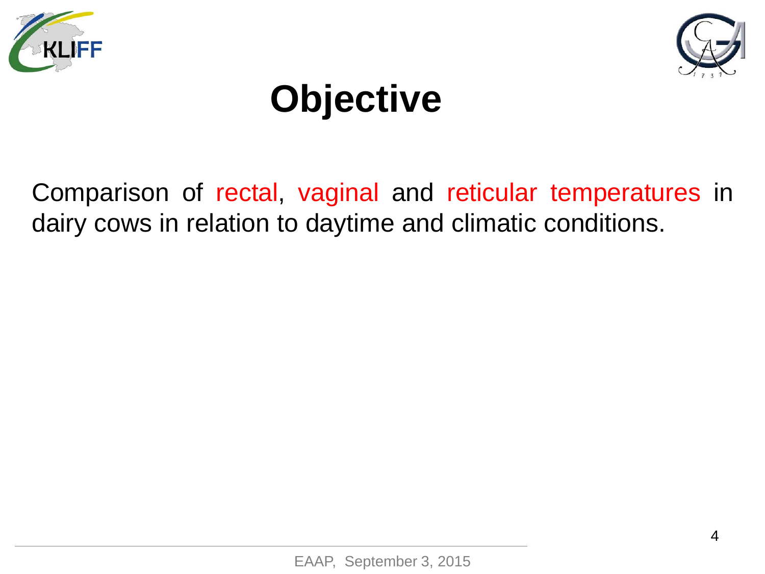# Objective

Comparison of rectal, vaginal and reticular temperatures in dairy cows in relation to daytime and climatic conditions.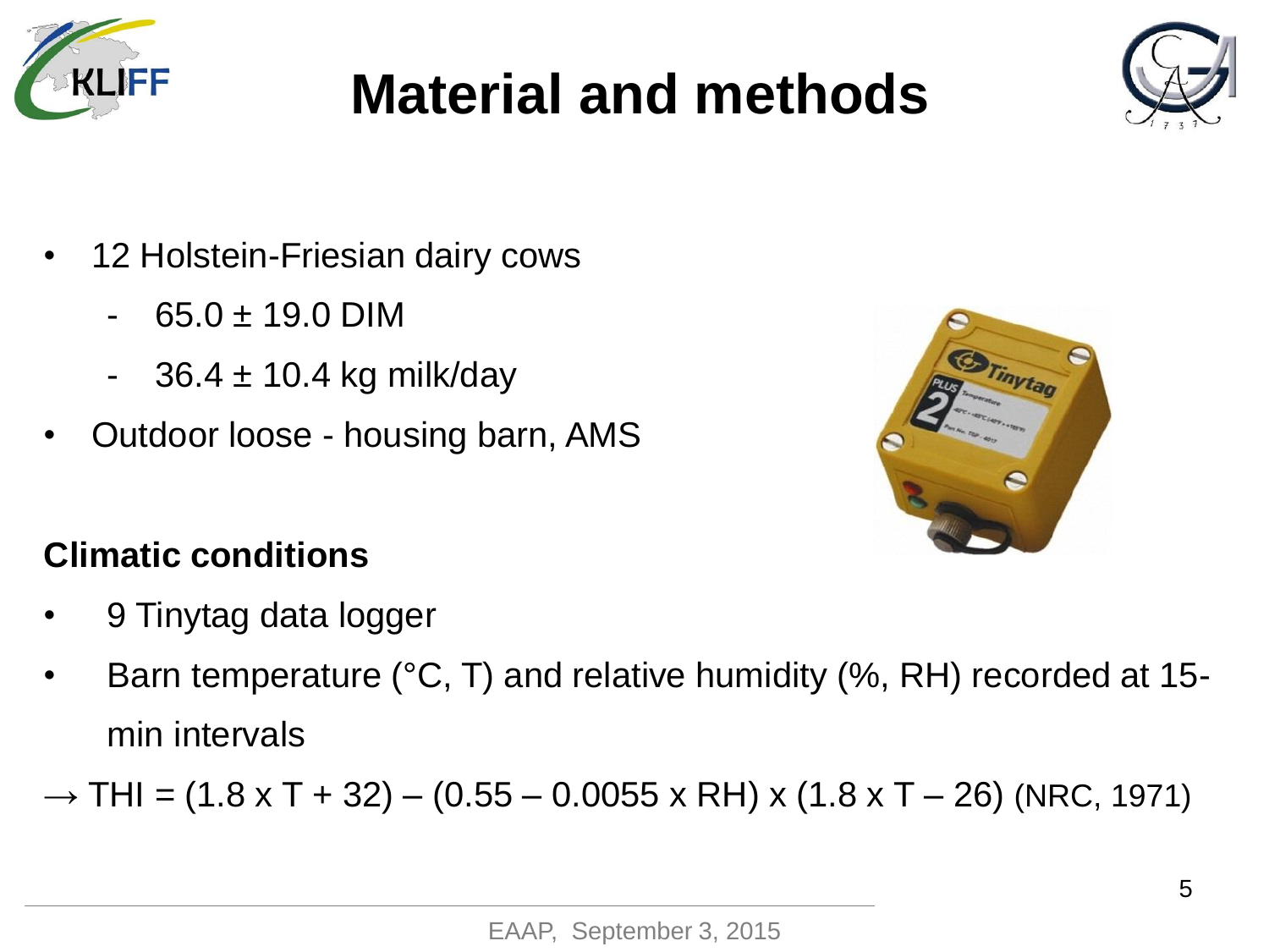# Material and methods

- 12 Holstein-Friesian dairy cows
  - $65.0 \pm 19.0$ DIM
  - $36.4 \pm 10.4$ kg milk/day
- Outdoor loose - housing barn, AMS

**Climatic conditions**

- 9 Tinytag data logger
- Barn temperature (°C, T) and relative humidity (%, RH) recorded at 15-min intervals

→ $THI = (1.8 \times T + 32) - (0.55 - 0.0055 \times RH) \times (1.8 \times T - 26)$ (NRC, 1971)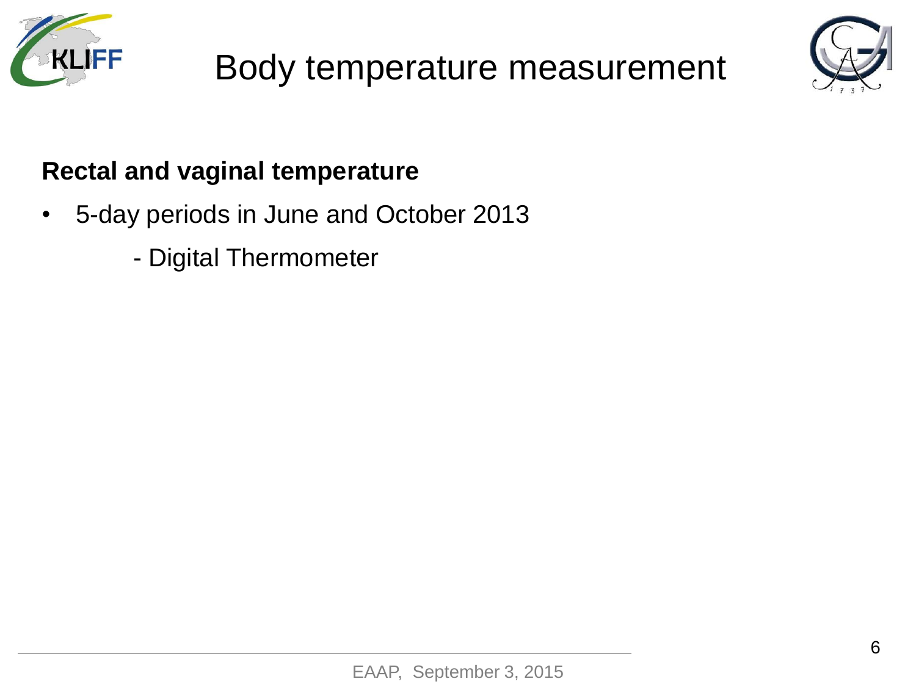# Body temperature measurement

**Rectal and vaginal temperature**

- 5-day periods in June and October 2013
  - Digital Thermometer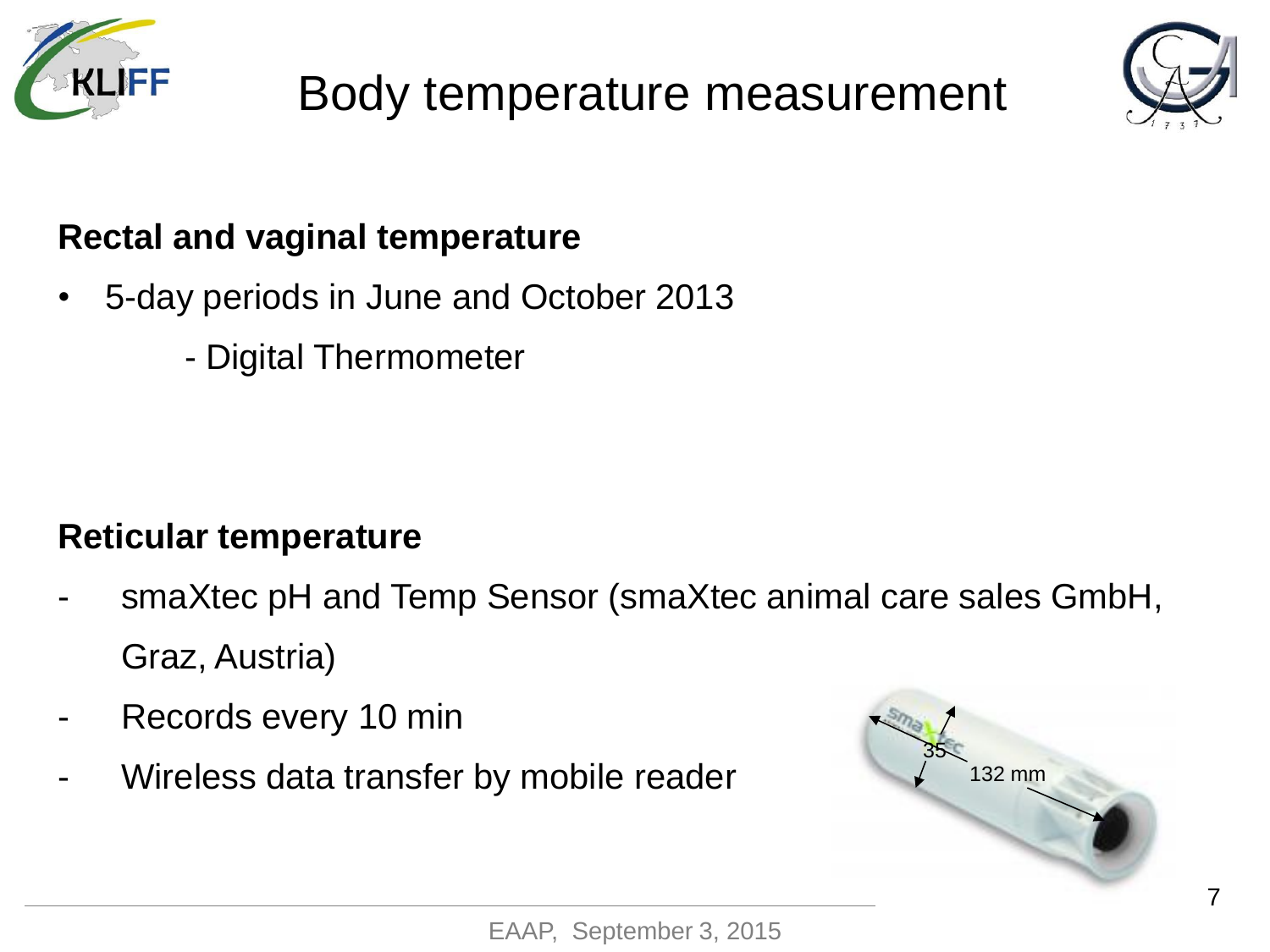# Body temperature measurement

**Rectal and vaginal temperature**

- 5-day periods in June and October 2013
  - Digital Thermometer

**Reticular temperature**

- smaXtec pH and Temp Sensor (smaXtec animal care sales GmbH, Graz, Austria)
- Records every 10 min
- Wireless data transfer by mobile reader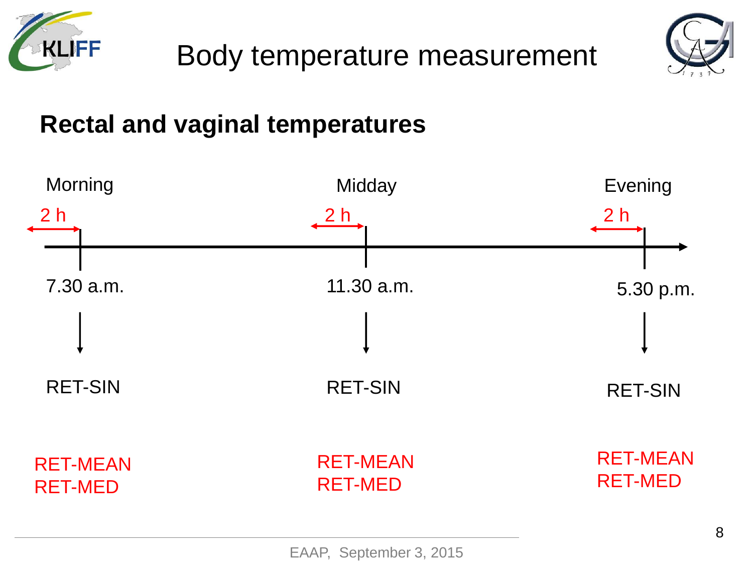# Body temperature measurement

## Rectal and vaginal temperatures

| | Morning | Midday | Evening |
| --- | --- | --- | --- |
| Interval | 2 h | 2 h | 2 h |
| Time | 7.30 a.m. | 11.30 a.m. | 5.30 p.m. |
| Single measurement | RET-SIN | RET-SIN | RET-SIN |
| 2 h measurement | RET-MEAN<br>RET-MED | RET-MEAN<br>RET-MED | RET-MEAN<br>RET-MED |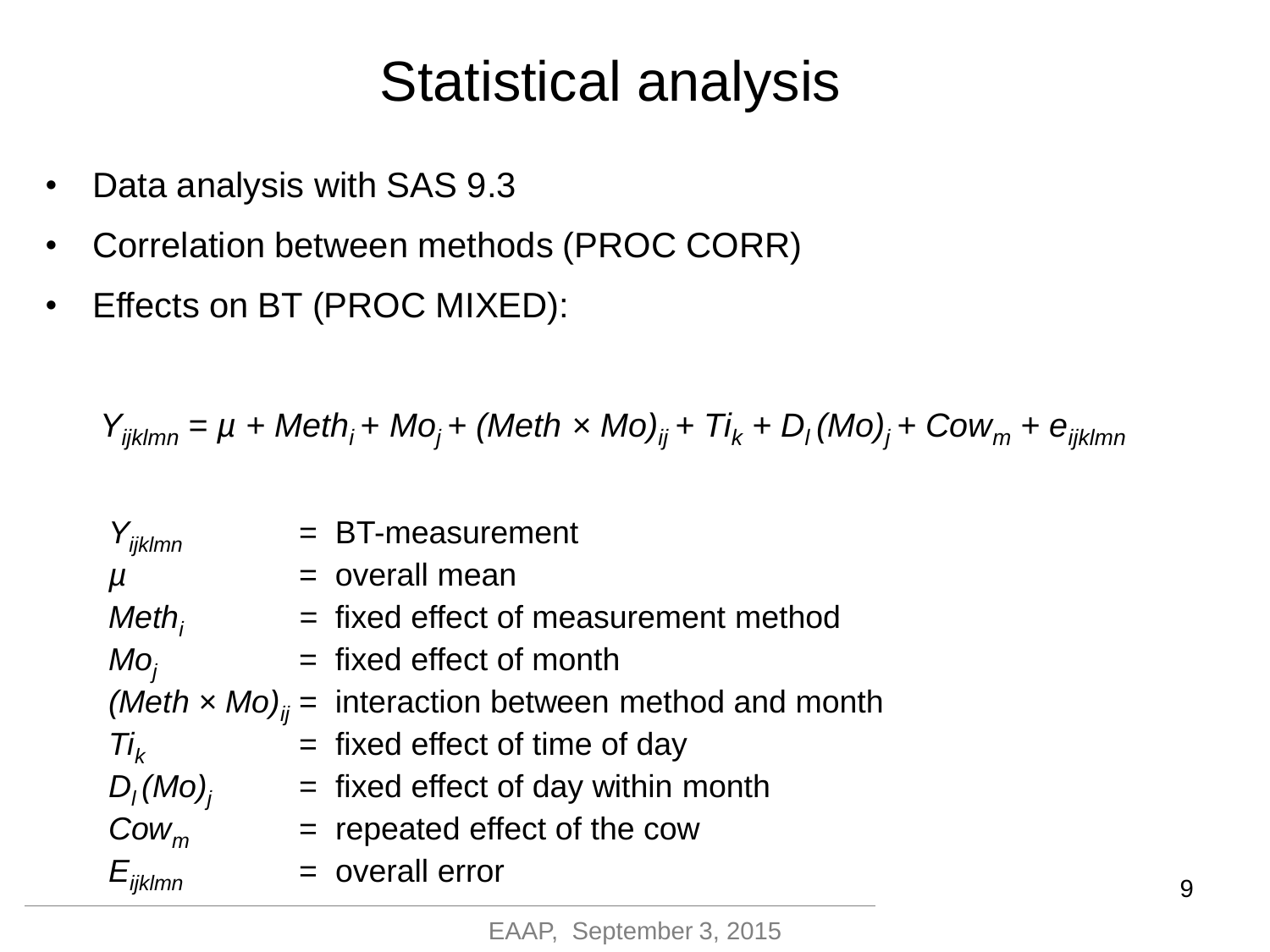# Statistical analysis

- Data analysis with SAS 9.3
- Correlation between methods (PROC CORR)
- Effects on BT (PROC MIXED):

$$Y_{ijklmn} = \mu + Meth_i + Mo_j + (Meth \times Mo)_{ij} + Ti_k + D_l\,(Mo)_j + Cow_m + e_{ijklmn}$$

| | | |
|---|---|---|
| $Y_{ijklmn}$ | = | BT-measurement |
| $\mu$ | = | overall mean |
| $Meth_i$ | = | fixed effect of measurement method |
| $Mo_j$ | = | fixed effect of month |
| $(Meth \times Mo)_{ij}$ | = | interaction between method and month |
| $Ti_k$ | = | fixed effect of time of day |
| $D_l\,(Mo)_j$ | = | fixed effect of day within month |
| $Cow_m$ | = | repeated effect of the cow |
| $E_{ijklmn}$ | = | overall error |

EAAP, September 3, 2015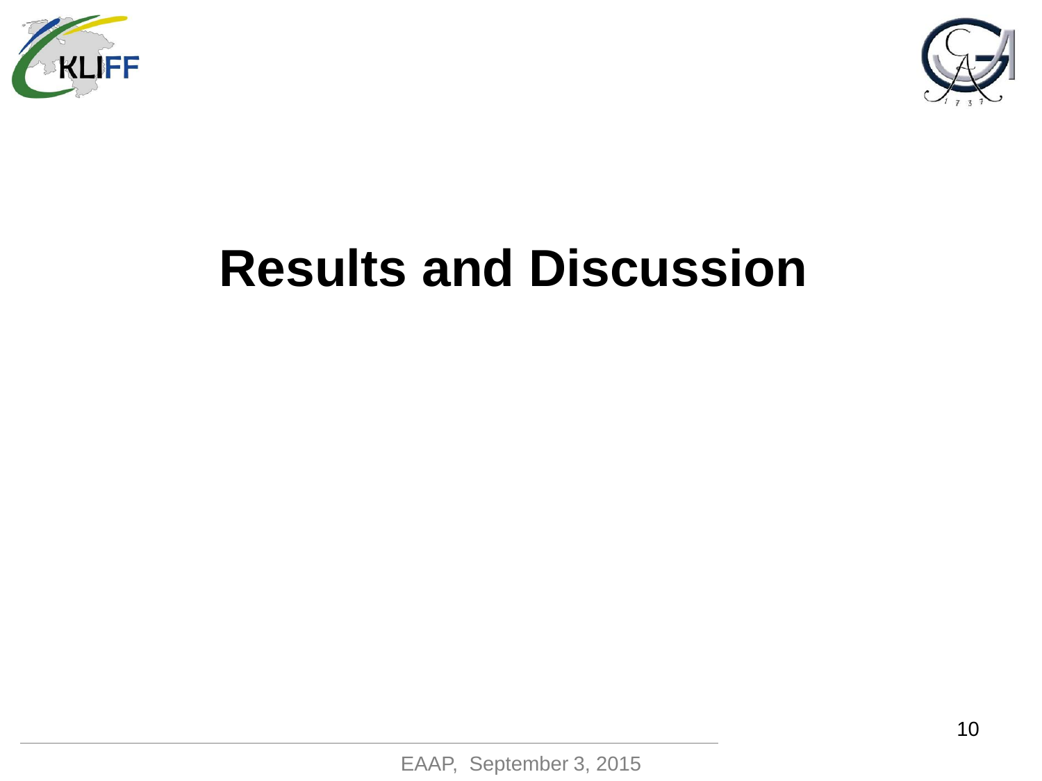# Results and Discussion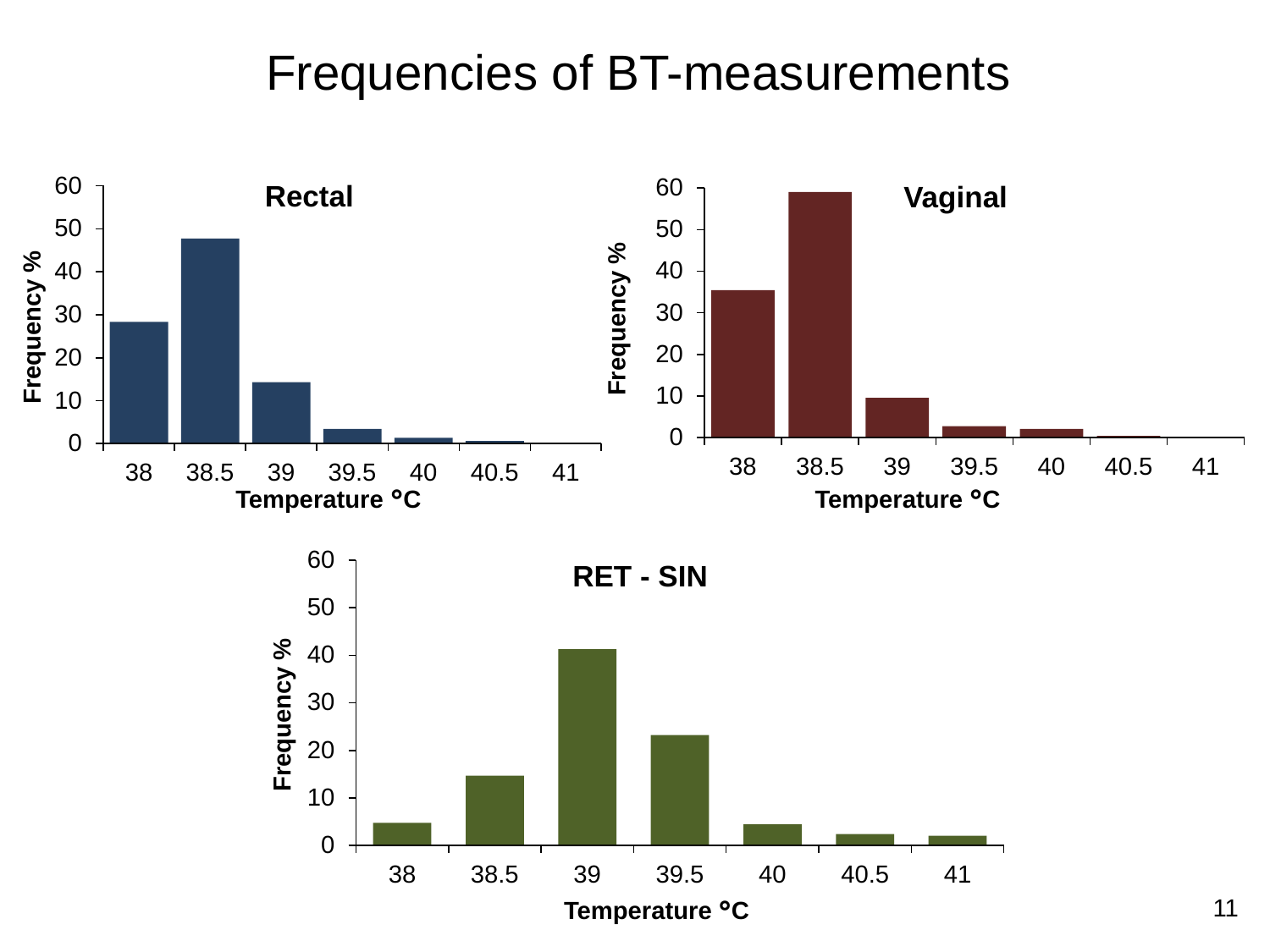# Frequencies of BT-measurements

**Rectal**

Frequency %

Temperature °C

**Vaginal**

Frequency %

Temperature °C

**RET - SIN**

Frequency %

Temperature °C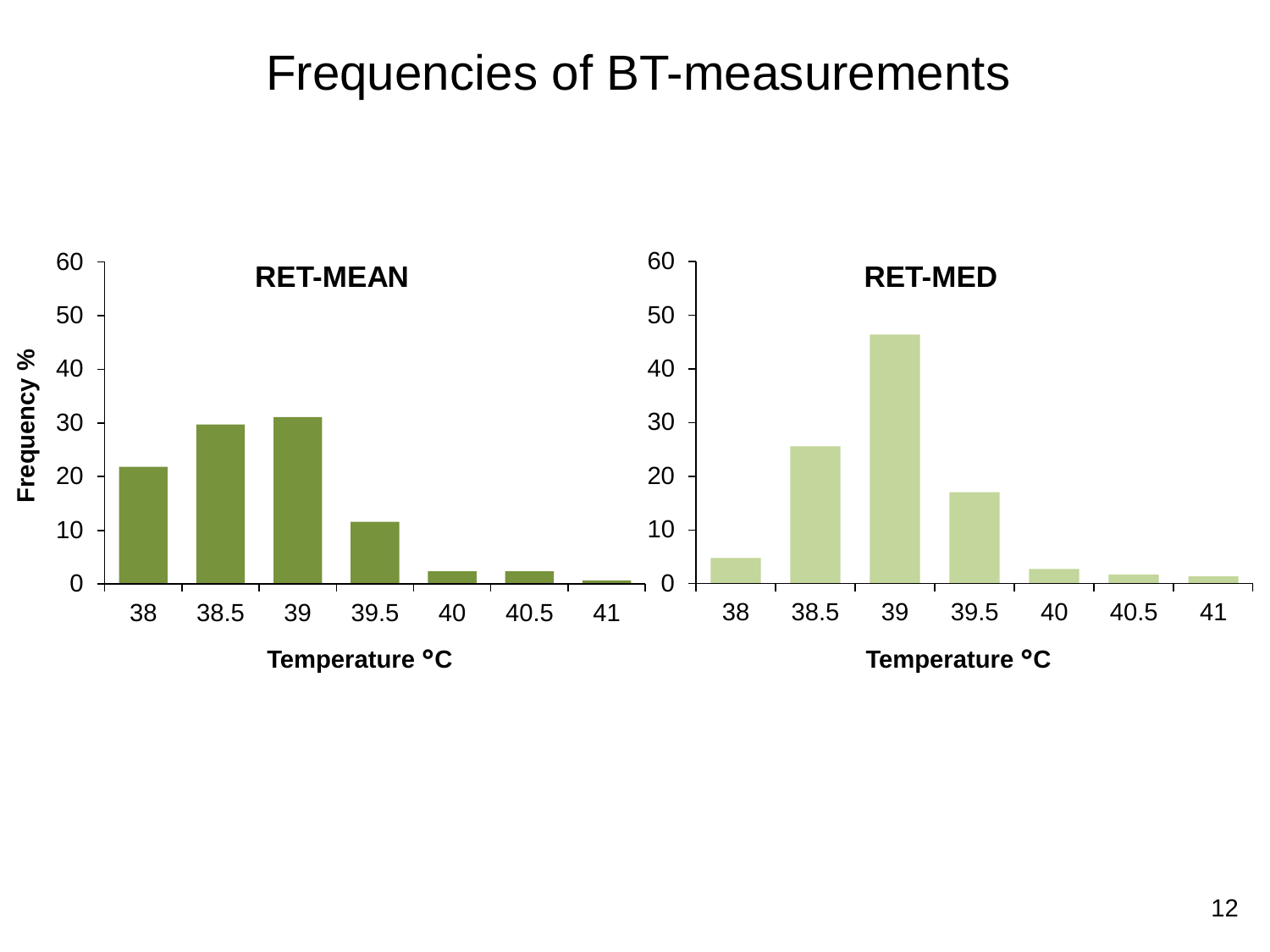# Frequencies of BT-measurements

**RET-MEAN**

**RET-MED**

Frequency %

Temperature °C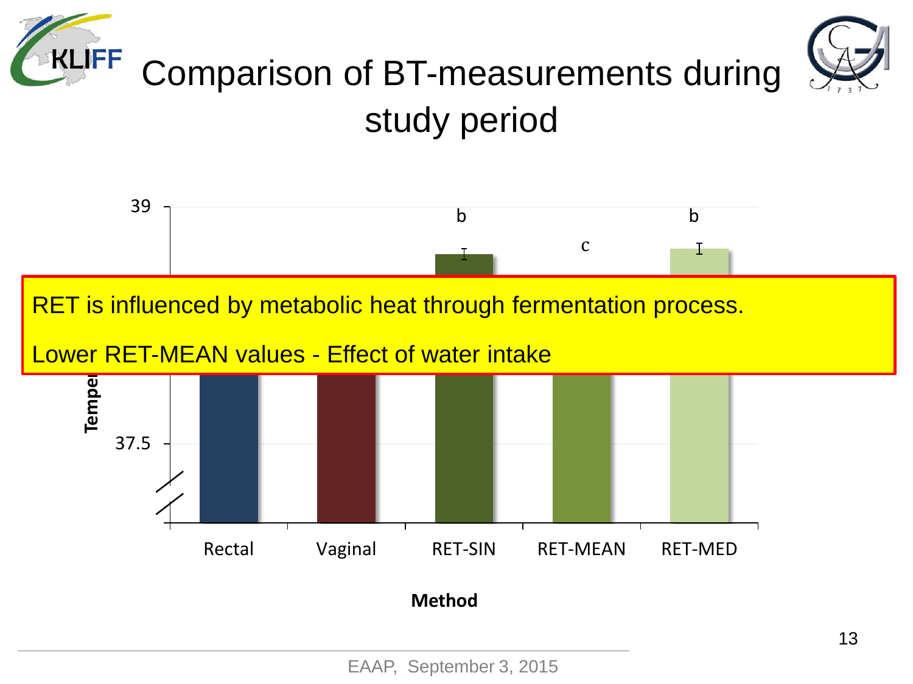# Comparison of BT-measurements during study period

39

b

c

b

37.5

Tempe

Rectal | Vaginal | RET-SIN | RET-MEAN | RET-MED

**Method**

RET is influenced by metabolic heat through fermentation process.

Lower RET-MEAN values - Effect of water intake

EAAP, September 3, 2015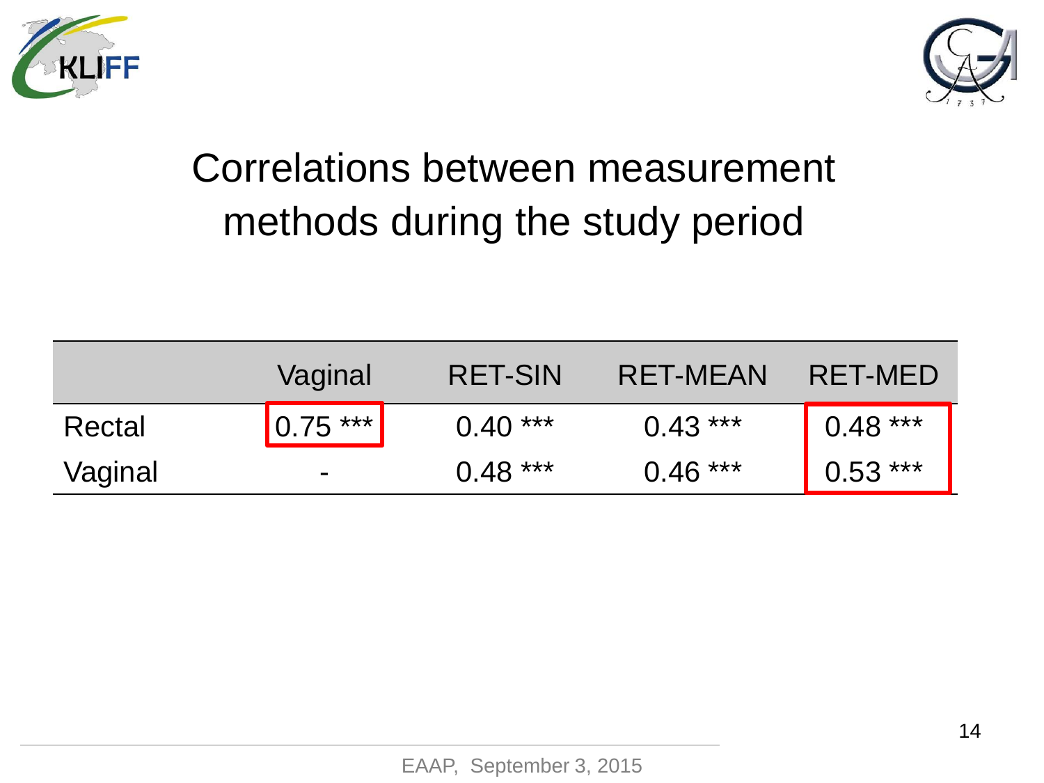# Correlations between measurement methods during the study period

| | Vaginal | RET-SIN | RET-MEAN | RET-MED |
|---|---|---|---|---|
| Rectal | 0.75 *** | 0.40 *** | 0.43 *** | 0.48 *** |
| Vaginal | - | 0.48 *** | 0.46 *** | 0.53 *** |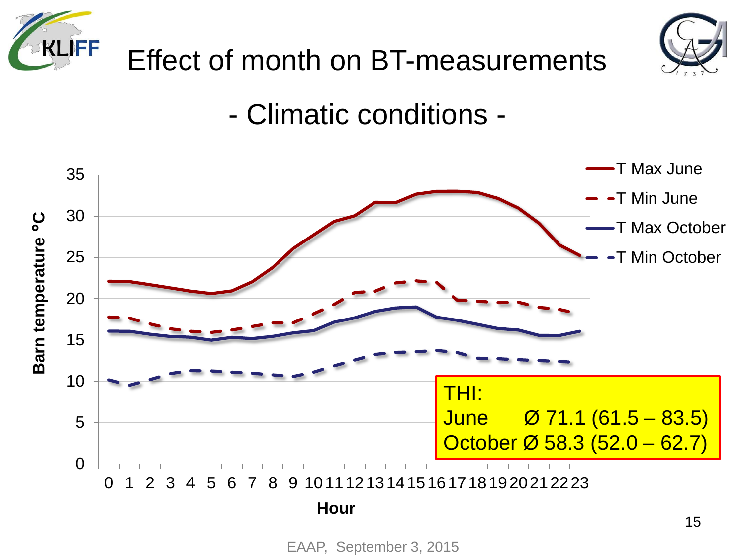# Effect of month on BT-measurements

## - Climatic conditions -

Barn temperature °C

Hour

- T Max June
- T Min June
- T Max October
- T Min October

THI:
June Ø 71.1 (61.5 – 83.5)
October Ø 58.3 (52.0 – 62.7)

EAAP, September 3, 2015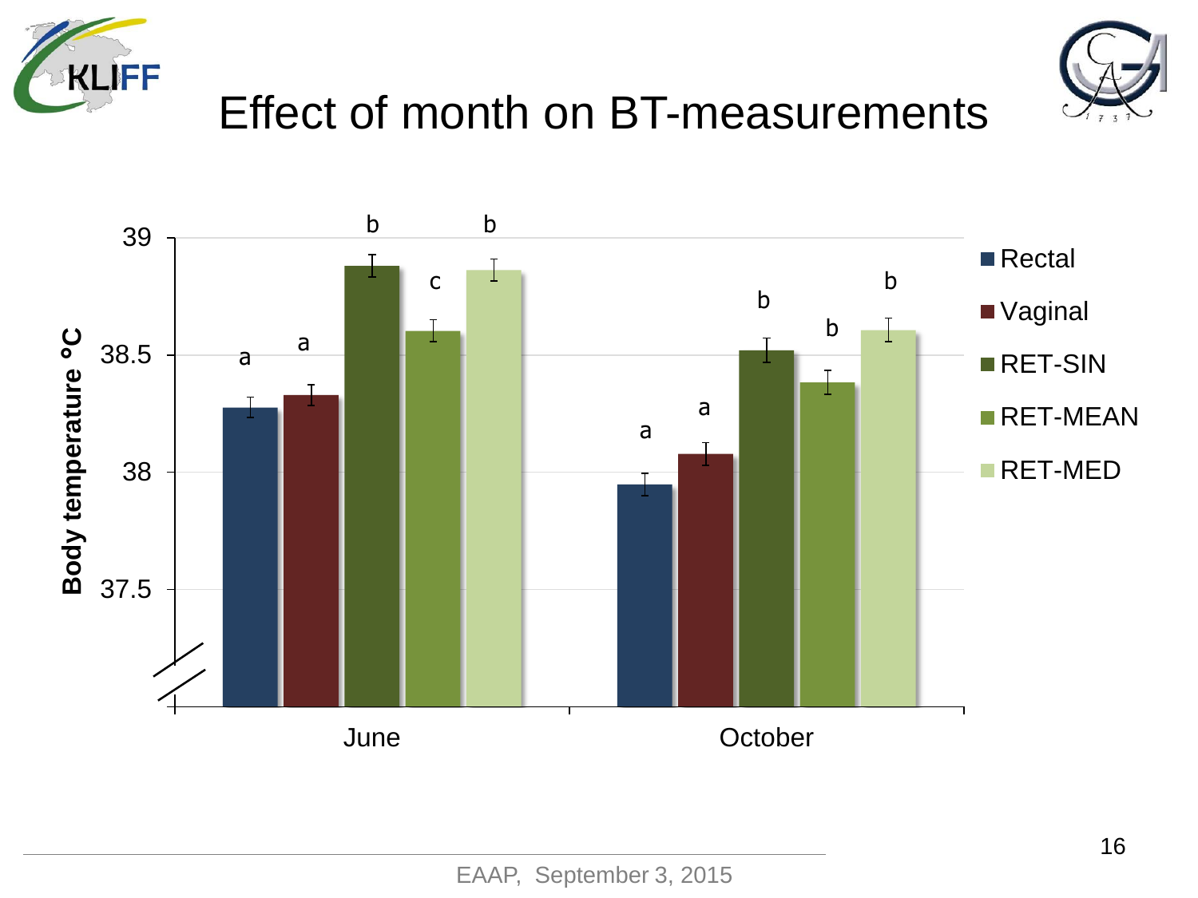# Effect of month on BT-measurements

Body temperature °C

| Month | Rectal | Vaginal | RET-SIN | RET-MEAN | RET-MED |
|---|---|---|---|---|---|
| June | a | a | b | c | b |
| October | a | a | b | b | b |

EAAP, September 3, 2015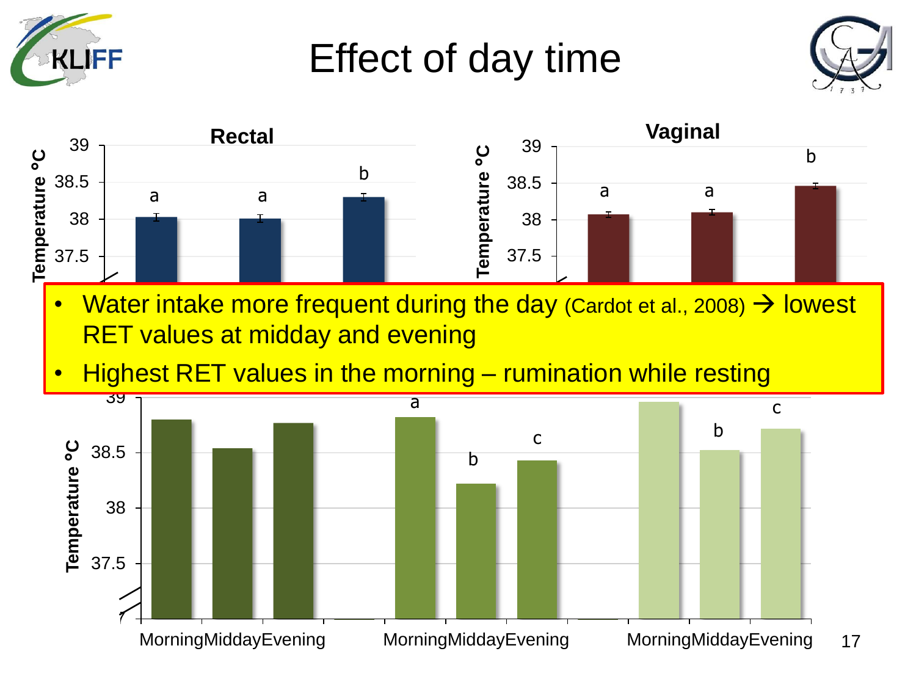# Effect of day time

**Rectal**

| | Morning | Midday | Evening |
|---|---|---|---|
| Temperature °C | a | a | b |

**Vaginal**

| | Morning | Midday | Evening |
|---|---|---|---|
| Temperature °C | a | a | b |

- Water intake more frequent during the day (Cardot et al., 2008) → lowest RET values at midday and evening
- Highest RET values in the morning – rumination while resting

| | Morning | Midday | Evening |
|---|---|---|---|
| Group 1 | | | |
| Group 2 | a | b | c |
| Group 3 | | b | c |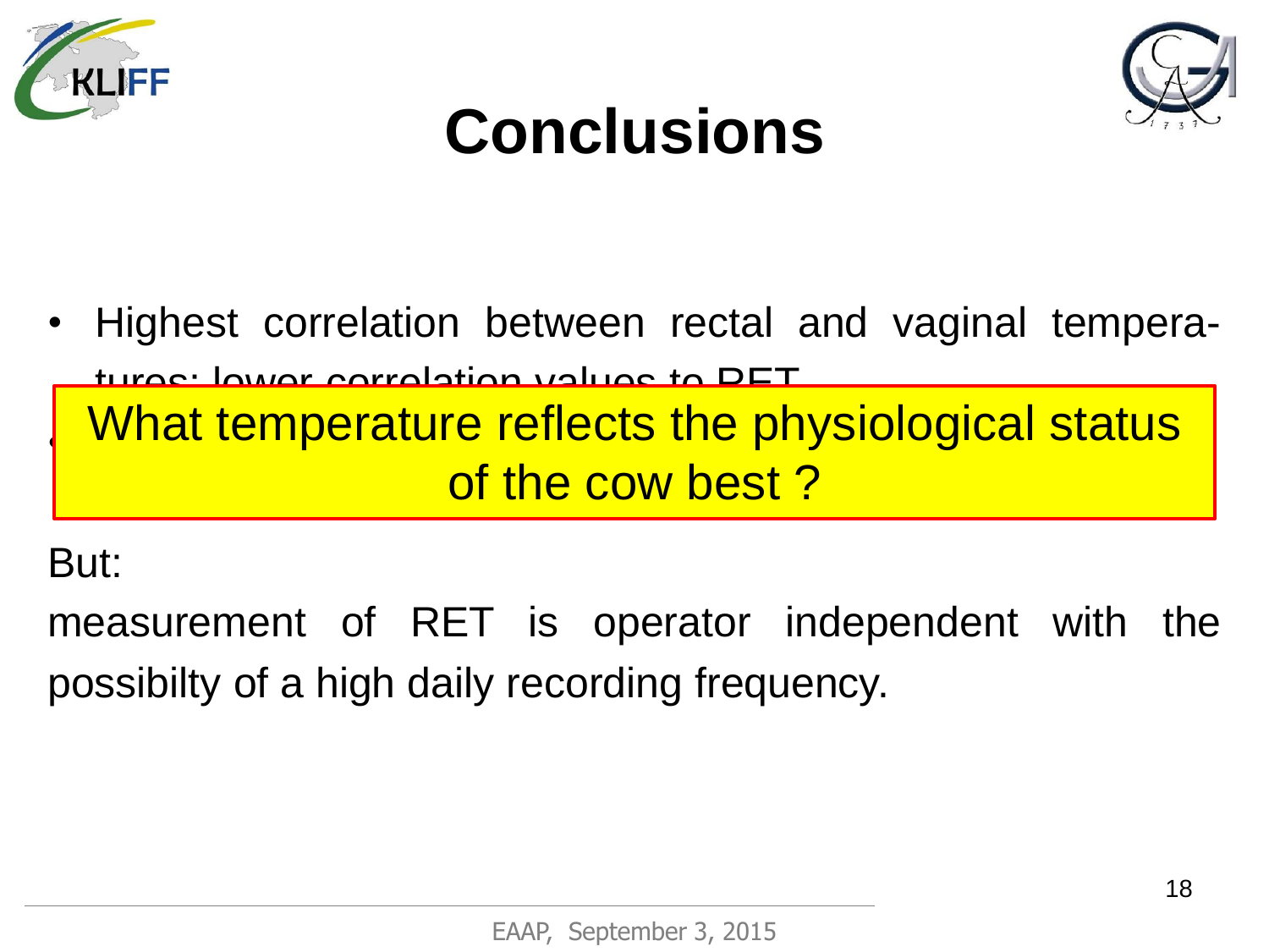# Conclusions

- Highest correlation between rectal and vaginal temperatures; lower correlation values to RET

What temperature reflects the physiological status of the cow best ?

But:

measurement of RET is operator independent with the possibilty of a high daily recording frequency.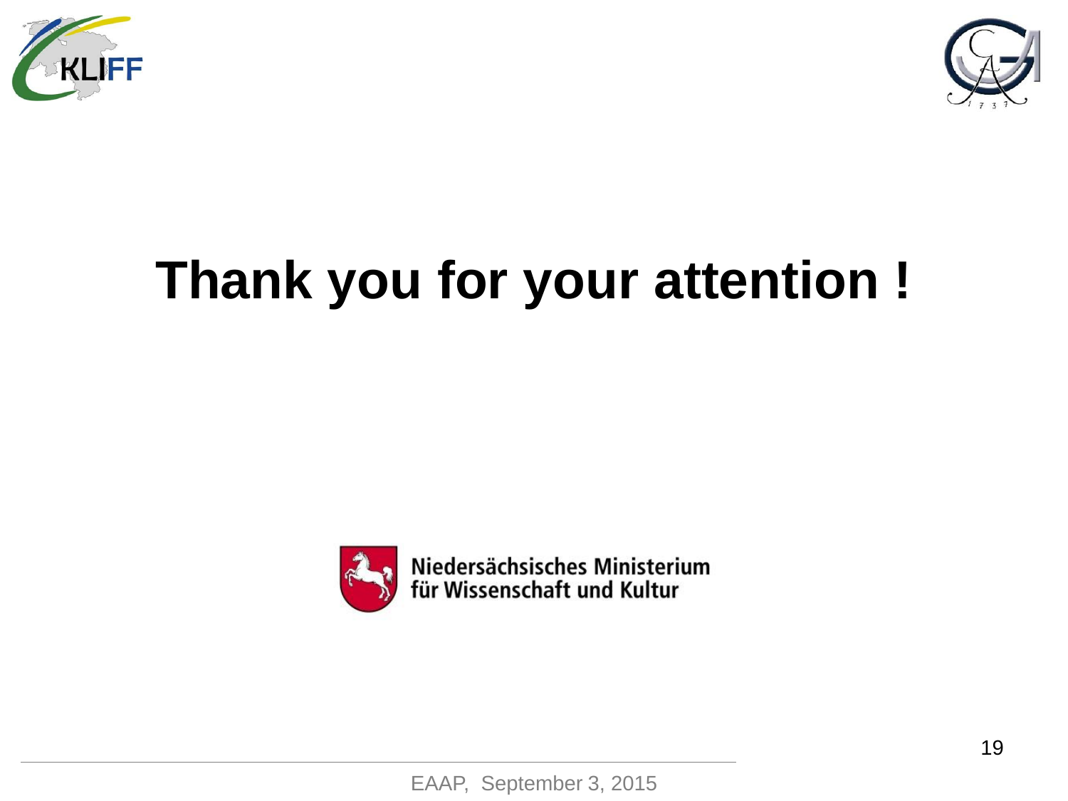# Thank you for your attention !

Niedersächsisches Ministerium für Wissenschaft und Kultur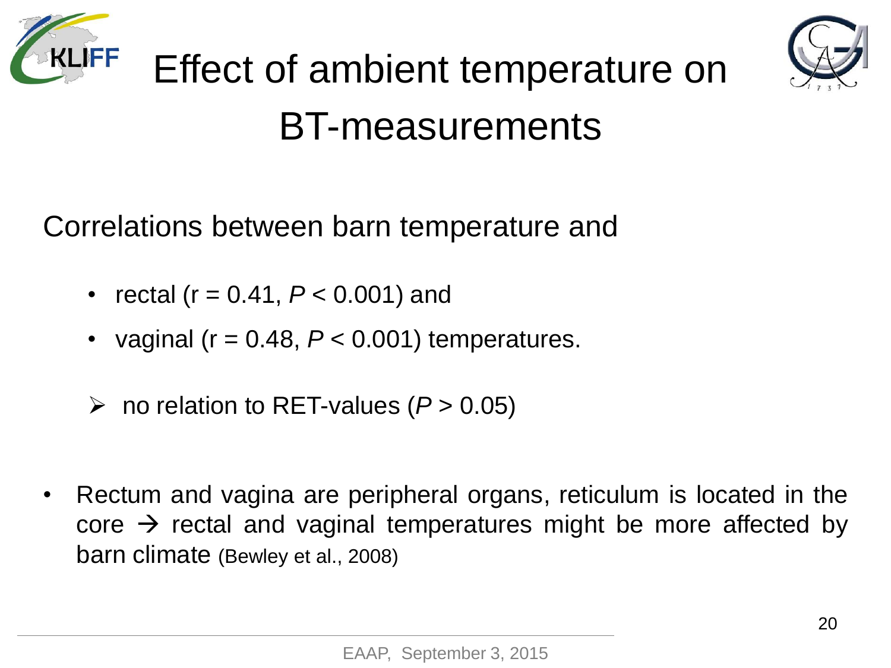# Effect of ambient temperature on BT-measurements

Correlations between barn temperature and

- rectal ($r = 0.41$, $P < 0.001$) and
- vaginal ($r = 0.48$, $P < 0.001$) temperatures.

  - no relation to RET-values ($P > 0.05$)

- Rectum and vagina are peripheral organs, reticulum is located in the core → rectal and vaginal temperatures might be more affected by barn climate (Bewley et al., 2008)